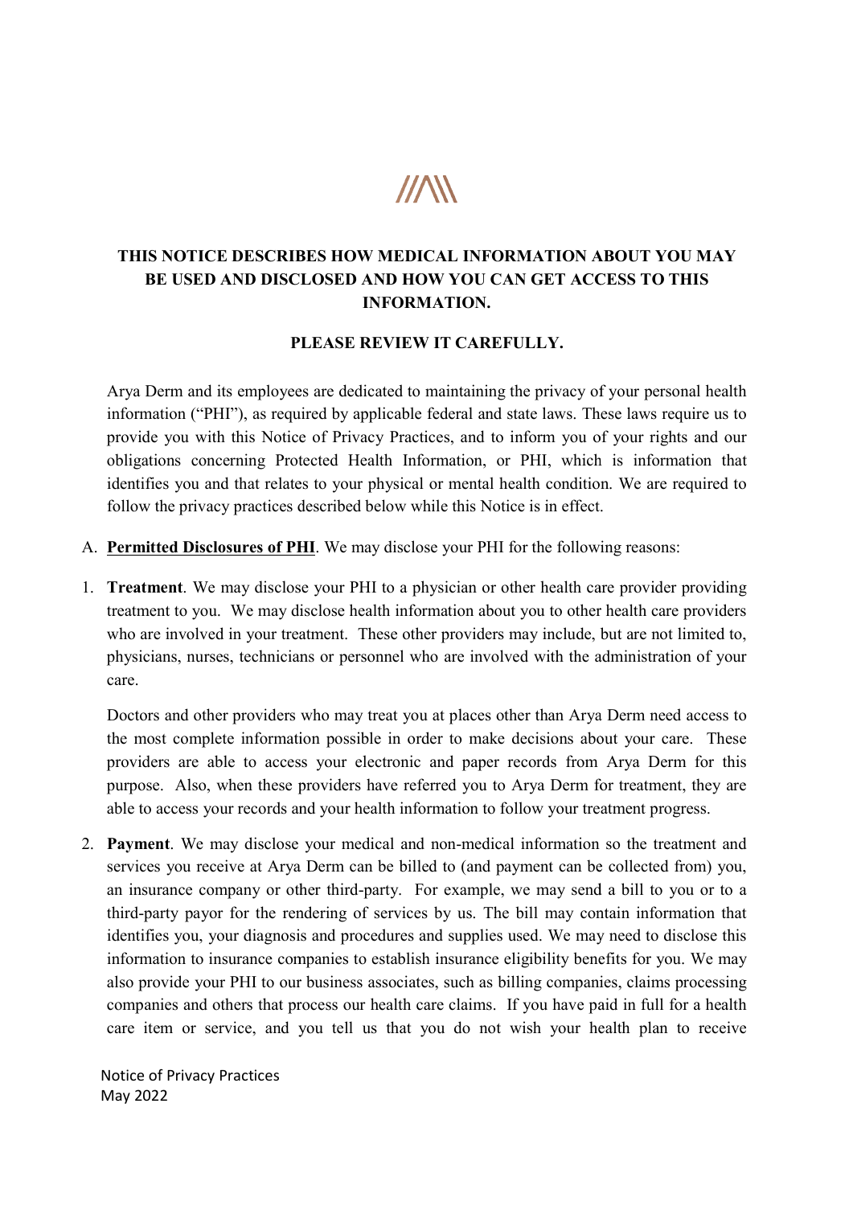**THIS NOTICE DESCRIBES HOW MEDICAL INFORMATION ABOUT YOU MAY BE USED AND DISCLOSED AND HOW YOU CAN GET ACCESS TO THIS INFORMATION.**

**PLEASE REVIEW IT CAREFULLY.**

Arya Derm and its employees are dedicated to maintaining the privacy of your personal health information ("PHI"), as required by applicable federal and state laws. These laws require us to provide you with this Notice of Privacy Practices, and to inform you of your rights and our obligations concerning Protected Health Information, or PHI, which is information that identifies you and that relates to your physical or mental health condition. We are required to follow the privacy practices described below while this Notice is in effect.

A. **Permitted Disclosures of PHI**. We may disclose your PHI for the following reasons:

1. **Treatment**. We may disclose your PHI to a physician or other health care provider providing treatment to you. We may disclose health information about you to other health care providers who are involved in your treatment. These other providers may include, but are not limited to, physicians, nurses, technicians or personnel who are involved with the administration of your care.

   Doctors and other providers who may treat you at places other than Arya Derm need access to the most complete information possible in order to make decisions about your care. These providers are able to access your electronic and paper records from Arya Derm for this purpose. Also, when these providers have referred you to Arya Derm for treatment, they are able to access your records and your health information to follow your treatment progress.

2. **Payment**. We may disclose your medical and non-medical information so the treatment and services you receive at Arya Derm can be billed to (and payment can be collected from) you, an insurance company or other third-party. For example, we may send a bill to you or to a third-party payor for the rendering of services by us. The bill may contain information that identifies you, your diagnosis and procedures and supplies used. We may need to disclose this information to insurance companies to establish insurance eligibility benefits for you. We may also provide your PHI to our business associates, such as billing companies, claims processing companies and others that process our health care claims. If you have paid in full for a health care item or service, and you tell us that you do not wish your health plan to receive

Notice of Privacy Practices
May 2022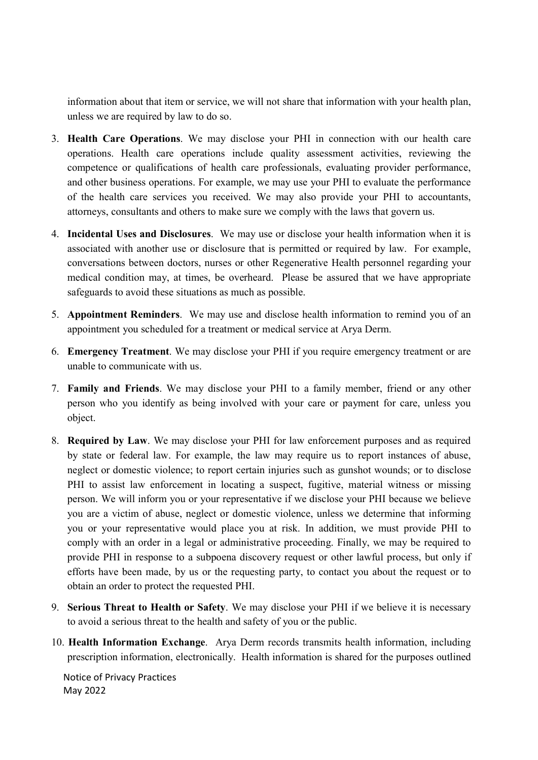information about that item or service, we will not share that information with your health plan, unless we are required by law to do so.

3. **Health Care Operations**. We may disclose your PHI in connection with our health care operations. Health care operations include quality assessment activities, reviewing the competence or qualifications of health care professionals, evaluating provider performance, and other business operations. For example, we may use your PHI to evaluate the performance of the health care services you received. We may also provide your PHI to accountants, attorneys, consultants and others to make sure we comply with the laws that govern us.

4. **Incidental Uses and Disclosures**. We may use or disclose your health information when it is associated with another use or disclosure that is permitted or required by law. For example, conversations between doctors, nurses or other Regenerative Health personnel regarding your medical condition may, at times, be overheard. Please be assured that we have appropriate safeguards to avoid these situations as much as possible.

5. **Appointment Reminders**. We may use and disclose health information to remind you of an appointment you scheduled for a treatment or medical service at Arya Derm.

6. **Emergency Treatment**. We may disclose your PHI if you require emergency treatment or are unable to communicate with us.

7. **Family and Friends**. We may disclose your PHI to a family member, friend or any other person who you identify as being involved with your care or payment for care, unless you object.

8. **Required by Law**. We may disclose your PHI for law enforcement purposes and as required by state or federal law. For example, the law may require us to report instances of abuse, neglect or domestic violence; to report certain injuries such as gunshot wounds; or to disclose PHI to assist law enforcement in locating a suspect, fugitive, material witness or missing person. We will inform you or your representative if we disclose your PHI because we believe you are a victim of abuse, neglect or domestic violence, unless we determine that informing you or your representative would place you at risk. In addition, we must provide PHI to comply with an order in a legal or administrative proceeding. Finally, we may be required to provide PHI in response to a subpoena discovery request or other lawful process, but only if efforts have been made, by us or the requesting party, to contact you about the request or to obtain an order to protect the requested PHI.

9. **Serious Threat to Health or Safety**. We may disclose your PHI if we believe it is necessary to avoid a serious threat to the health and safety of you or the public.

10. **Health Information Exchange**. Arya Derm records transmits health information, including prescription information, electronically. Health information is shared for the purposes outlined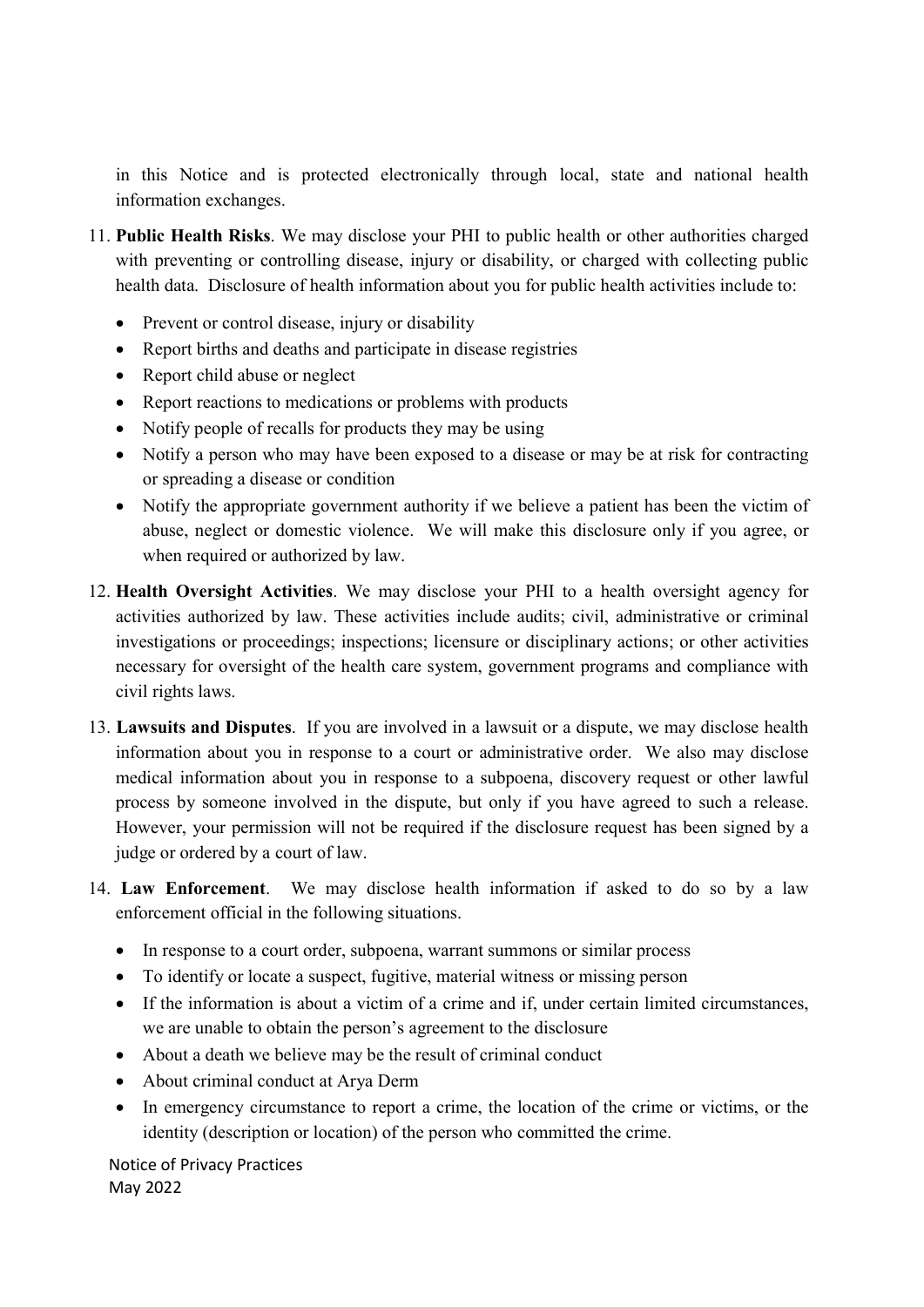in this Notice and is protected electronically through local, state and national health information exchanges.

11. **Public Health Risks**. We may disclose your PHI to public health or other authorities charged with preventing or controlling disease, injury or disability, or charged with collecting public health data. Disclosure of health information about you for public health activities include to:

    - Prevent or control disease, injury or disability
    - Report births and deaths and participate in disease registries
    - Report child abuse or neglect
    - Report reactions to medications or problems with products
    - Notify people of recalls for products they may be using
    - Notify a person who may have been exposed to a disease or may be at risk for contracting or spreading a disease or condition
    - Notify the appropriate government authority if we believe a patient has been the victim of abuse, neglect or domestic violence. We will make this disclosure only if you agree, or when required or authorized by law.

12. **Health Oversight Activities**. We may disclose your PHI to a health oversight agency for activities authorized by law. These activities include audits; civil, administrative or criminal investigations or proceedings; inspections; licensure or disciplinary actions; or other activities necessary for oversight of the health care system, government programs and compliance with civil rights laws.

13. **Lawsuits and Disputes**. If you are involved in a lawsuit or a dispute, we may disclose health information about you in response to a court or administrative order. We also may disclose medical information about you in response to a subpoena, discovery request or other lawful process by someone involved in the dispute, but only if you have agreed to such a release. However, your permission will not be required if the disclosure request has been signed by a judge or ordered by a court of law.

14. **Law Enforcement**. We may disclose health information if asked to do so by a law enforcement official in the following situations.

    - In response to a court order, subpoena, warrant summons or similar process
    - To identify or locate a suspect, fugitive, material witness or missing person
    - If the information is about a victim of a crime and if, under certain limited circumstances, we are unable to obtain the person's agreement to the disclosure
    - About a death we believe may be the result of criminal conduct
    - About criminal conduct at Arya Derm
    - In emergency circumstance to report a crime, the location of the crime or victims, or the identity (description or location) of the person who committed the crime.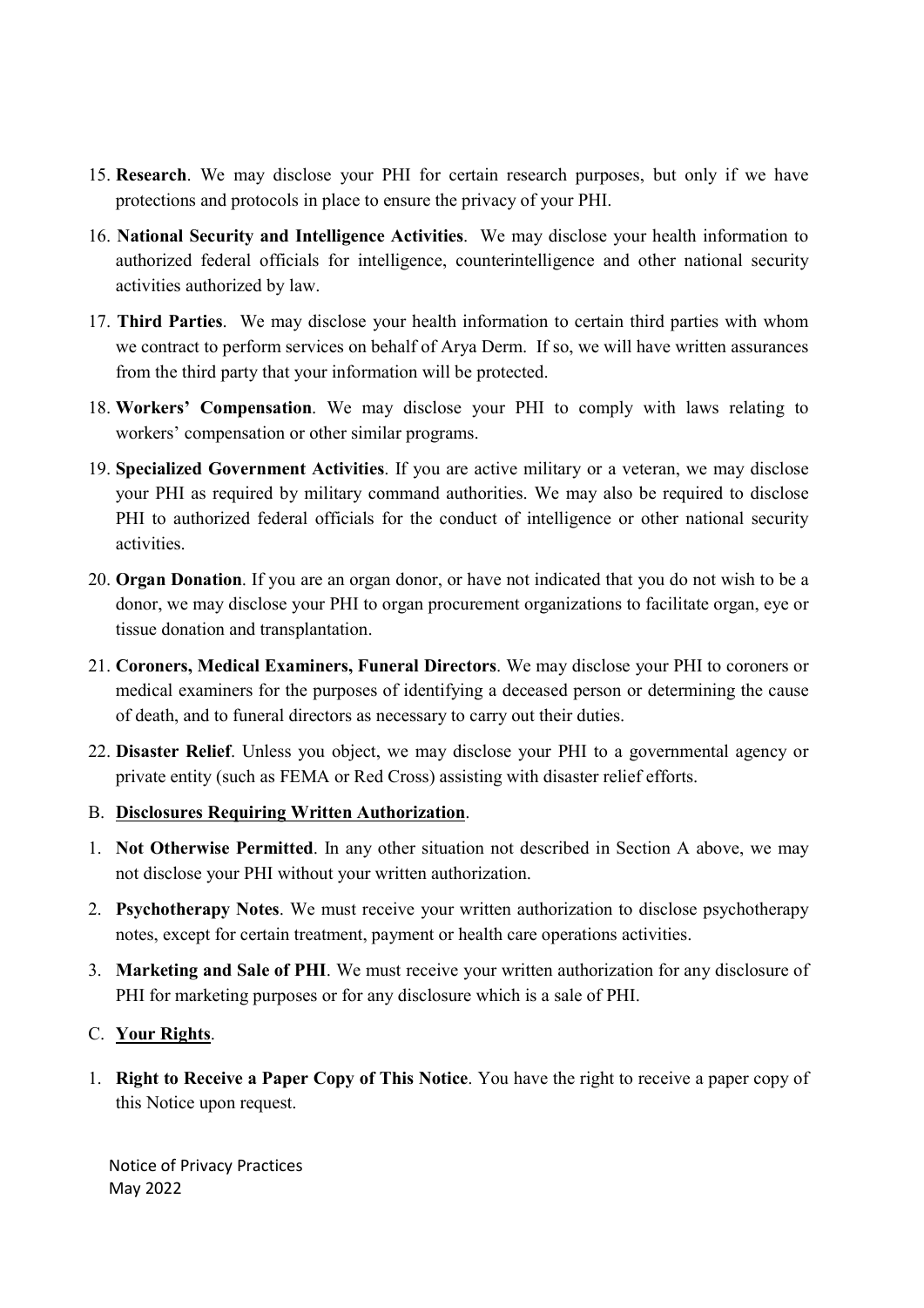15. **Research**. We may disclose your PHI for certain research purposes, but only if we have protections and protocols in place to ensure the privacy of your PHI.

16. **National Security and Intelligence Activities**. We may disclose your health information to authorized federal officials for intelligence, counterintelligence and other national security activities authorized by law.

17. **Third Parties**. We may disclose your health information to certain third parties with whom we contract to perform services on behalf of Arya Derm. If so, we will have written assurances from the third party that your information will be protected.

18. **Workers' Compensation**. We may disclose your PHI to comply with laws relating to workers' compensation or other similar programs.

19. **Specialized Government Activities**. If you are active military or a veteran, we may disclose your PHI as required by military command authorities. We may also be required to disclose PHI to authorized federal officials for the conduct of intelligence or other national security activities.

20. **Organ Donation**. If you are an organ donor, or have not indicated that you do not wish to be a donor, we may disclose your PHI to organ procurement organizations to facilitate organ, eye or tissue donation and transplantation.

21. **Coroners, Medical Examiners, Funeral Directors**. We may disclose your PHI to coroners or medical examiners for the purposes of identifying a deceased person or determining the cause of death, and to funeral directors as necessary to carry out their duties.

22. **Disaster Relief**. Unless you object, we may disclose your PHI to a governmental agency or private entity (such as FEMA or Red Cross) assisting with disaster relief efforts.

B. **<u>Disclosures Requiring Written Authorization</u>**.

1. **Not Otherwise Permitted**. In any other situation not described in Section A above, we may not disclose your PHI without your written authorization.

2. **Psychotherapy Notes**. We must receive your written authorization to disclose psychotherapy notes, except for certain treatment, payment or health care operations activities.

3. **Marketing and Sale of PHI**. We must receive your written authorization for any disclosure of PHI for marketing purposes or for any disclosure which is a sale of PHI.

C. **<u>Your Rights</u>**.

1. **Right to Receive a Paper Copy of This Notice**. You have the right to receive a paper copy of this Notice upon request.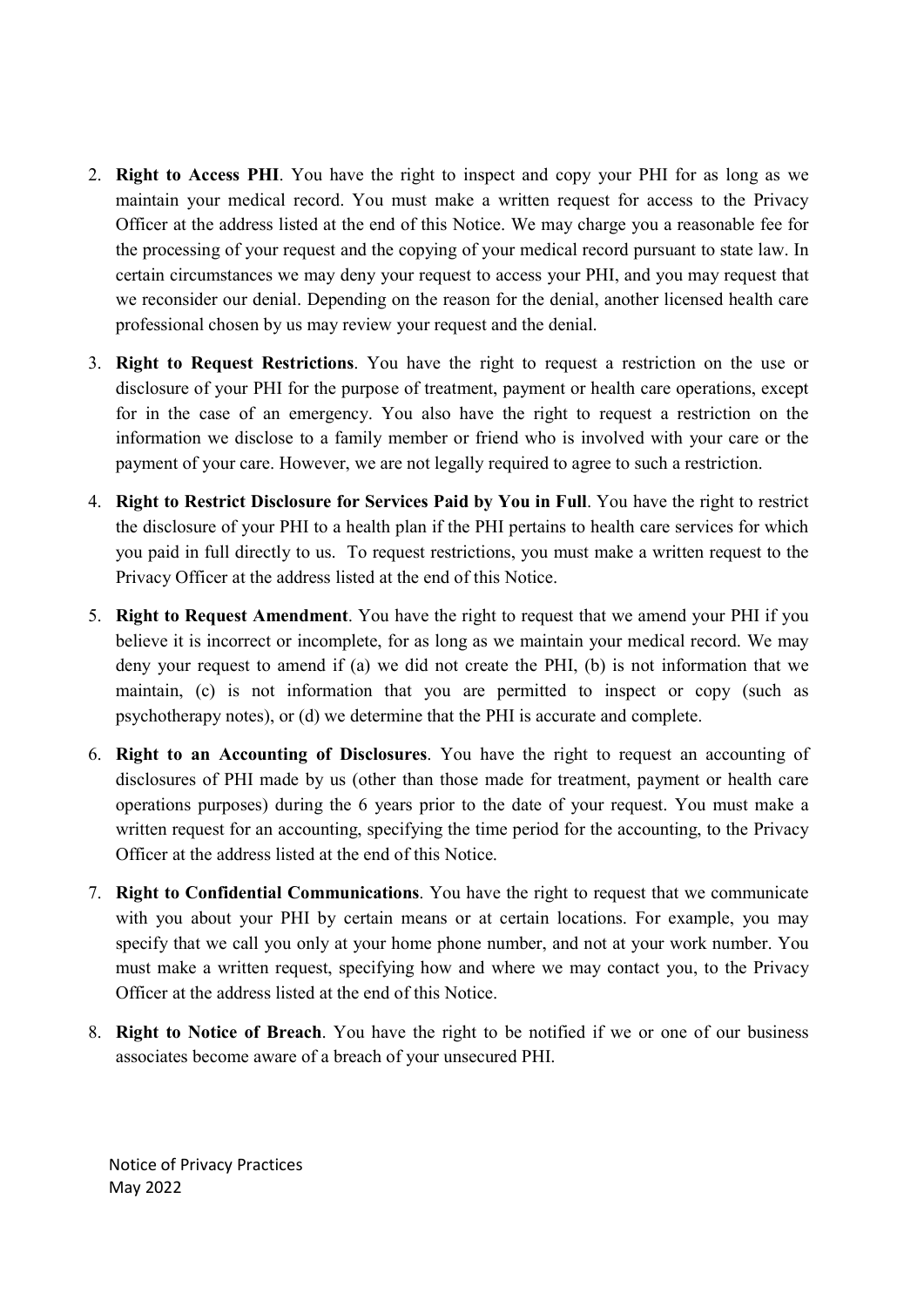2. **Right to Access PHI**. You have the right to inspect and copy your PHI for as long as we maintain your medical record. You must make a written request for access to the Privacy Officer at the address listed at the end of this Notice. We may charge you a reasonable fee for the processing of your request and the copying of your medical record pursuant to state law. In certain circumstances we may deny your request to access your PHI, and you may request that we reconsider our denial. Depending on the reason for the denial, another licensed health care professional chosen by us may review your request and the denial.

3. **Right to Request Restrictions**. You have the right to request a restriction on the use or disclosure of your PHI for the purpose of treatment, payment or health care operations, except for in the case of an emergency. You also have the right to request a restriction on the information we disclose to a family member or friend who is involved with your care or the payment of your care. However, we are not legally required to agree to such a restriction.

4. **Right to Restrict Disclosure for Services Paid by You in Full**. You have the right to restrict the disclosure of your PHI to a health plan if the PHI pertains to health care services for which you paid in full directly to us. To request restrictions, you must make a written request to the Privacy Officer at the address listed at the end of this Notice.

5. **Right to Request Amendment**. You have the right to request that we amend your PHI if you believe it is incorrect or incomplete, for as long as we maintain your medical record. We may deny your request to amend if (a) we did not create the PHI, (b) is not information that we maintain, (c) is not information that you are permitted to inspect or copy (such as psychotherapy notes), or (d) we determine that the PHI is accurate and complete.

6. **Right to an Accounting of Disclosures**. You have the right to request an accounting of disclosures of PHI made by us (other than those made for treatment, payment or health care operations purposes) during the 6 years prior to the date of your request. You must make a written request for an accounting, specifying the time period for the accounting, to the Privacy Officer at the address listed at the end of this Notice.

7. **Right to Confidential Communications**. You have the right to request that we communicate with you about your PHI by certain means or at certain locations. For example, you may specify that we call you only at your home phone number, and not at your work number. You must make a written request, specifying how and where we may contact you, to the Privacy Officer at the address listed at the end of this Notice.

8. **Right to Notice of Breach**. You have the right to be notified if we or one of our business associates become aware of a breach of your unsecured PHI.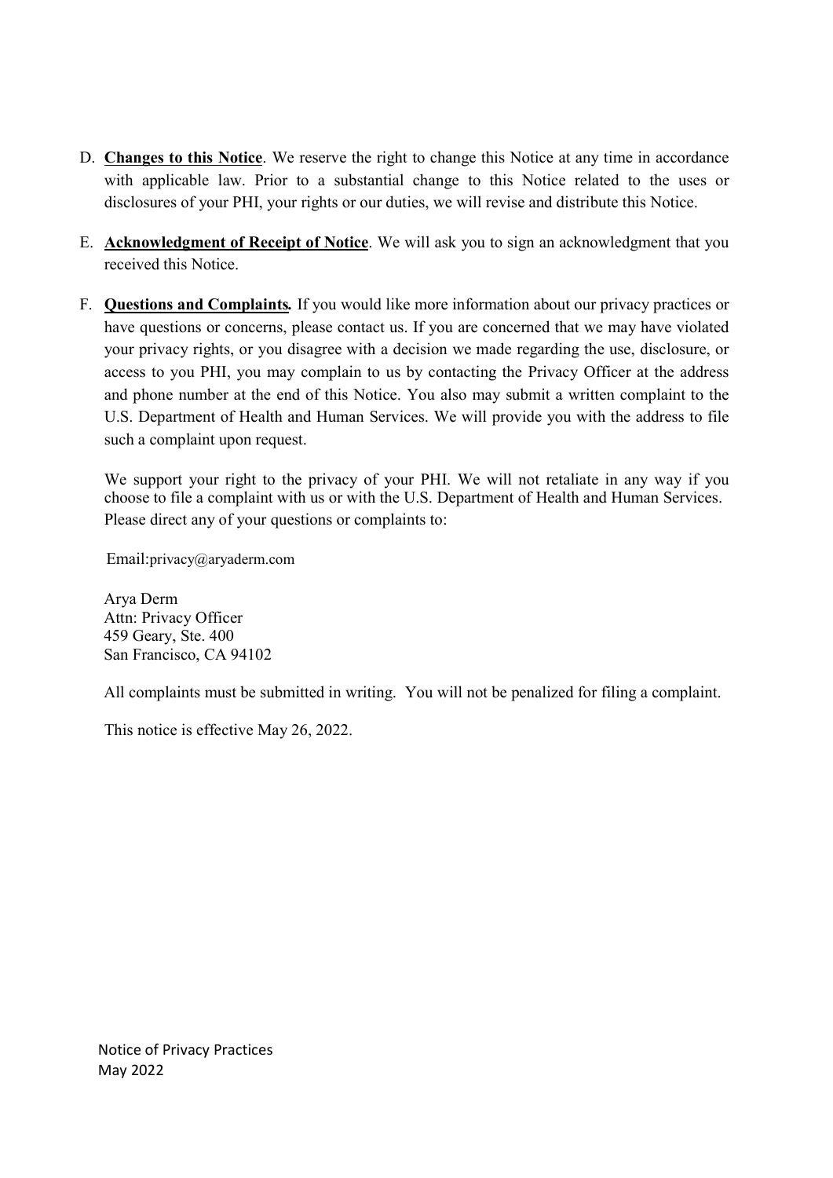D. **Changes to this Notice**. We reserve the right to change this Notice at any time in accordance with applicable law. Prior to a substantial change to this Notice related to the uses or disclosures of your PHI, your rights or our duties, we will revise and distribute this Notice.

E. **Acknowledgment of Receipt of Notice**. We will ask you to sign an acknowledgment that you received this Notice.

F. ***Questions and Complaints.*** If you would like more information about our privacy practices or have questions or concerns, please contact us. If you are concerned that we may have violated your privacy rights, or you disagree with a decision we made regarding the use, disclosure, or access to you PHI, you may complain to us by contacting the Privacy Officer at the address and phone number at the end of this Notice. You also may submit a written complaint to the U.S. Department of Health and Human Services. We will provide you with the address to file such a complaint upon request.

   We support your right to the privacy of your PHI. We will not retaliate in any way if you choose to file a complaint with us or with the U.S. Department of Health and Human Services. Please direct any of your questions or complaints to:

   Email:privacy@aryaderm.com

   Arya Derm
   Attn: Privacy Officer
   459 Geary, Ste. 400
   San Francisco, CA 94102

   All complaints must be submitted in writing. You will not be penalized for filing a complaint.

   This notice is effective May 26, 2022.